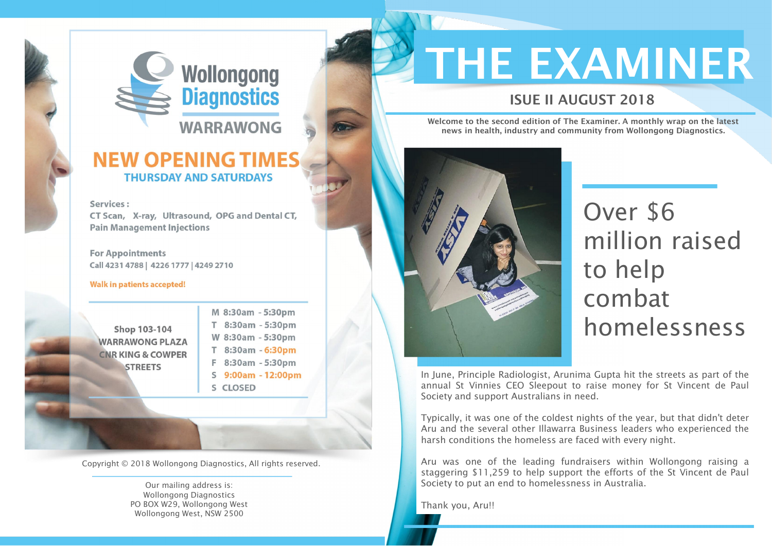# Wollongong Diagnostics

## WARRAWONG

## NEW OPENING TIMES

### THURSDAY AND SATURDAYS

**Services :**
CT Scan, X-ray, Ultrasound, OPG and Dental CT, Pain Management Injections

**For Appointments**
Call 4231 4788 | 4226 1777 | 4249 2710

**Walk in patients accepted!**

**Shop 103-104**
**WARRAWONG PLAZA**
**CNR KING & COWPER STREETS**

| Day | Hours |
| --- | --- |
| M | 8:30am - 5:30pm |
| T | 8:30am - 5:30pm |
| W | 8:30am - 5:30pm |
| T | 8:30am - 6:30pm |
| F | 8:30am - 5:30pm |
| S | 9:00am - 12:00pm |
| S | CLOSED |

Copyright © 2018 Wollongong Diagnostics, All rights reserved.

Our mailing address is:
Wollongong Diagnostics
PO BOX W29, Wollongong West
Wollongong West, NSW 2500

# THE EXAMINER

## ISUE II AUGUST 2018

**Welcome to the second edition of The Examiner. A monthly wrap on the latest news in health, industry and community from Wollongong Diagnostics.**

## Over $6 million raised to help combat homelessness

In June, Principle Radiologist, Arunima Gupta hit the streets as part of the annual St Vinnies CEO Sleepout to raise money for St Vincent de Paul Society and support Australians in need.

Typically, it was one of the coldest nights of the year, but that didn't deter Aru and the several other Illawarra Business leaders who experienced the harsh conditions the homeless are faced with every night.

Aru was one of the leading fundraisers within Wollongong raising a staggering $11,259 to help support the efforts of the St Vincent de Paul Society to put an end to homelessness in Australia.

Thank you, Aru!!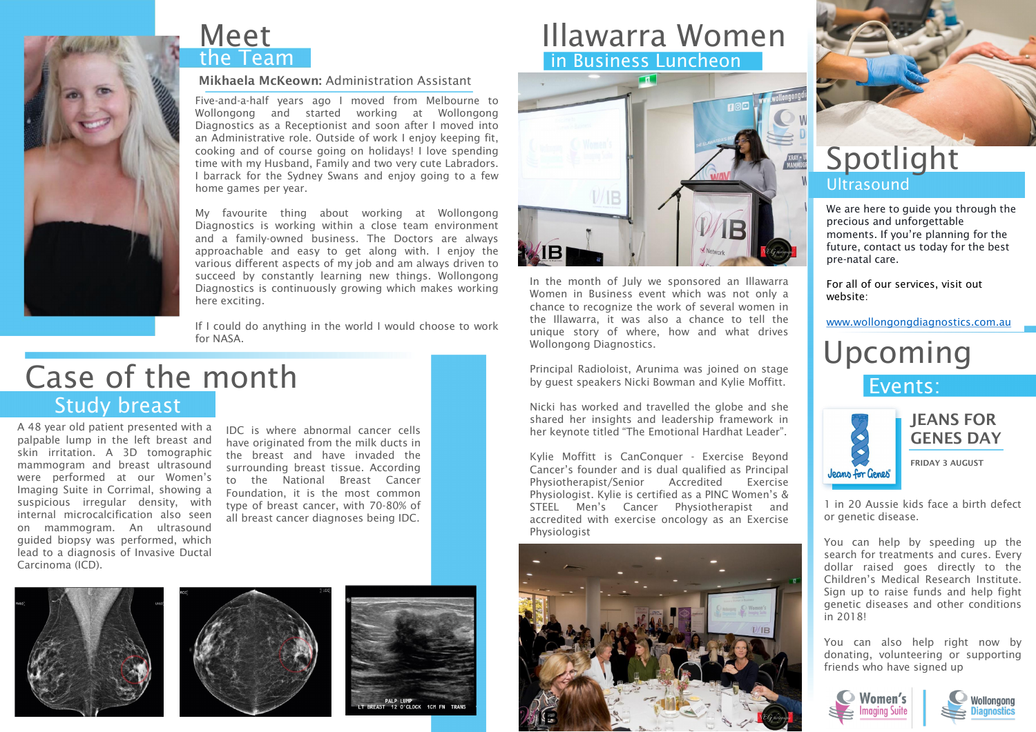# Meet the Team

**Mikhaela McKeown:** Administration Assistant

Five-and-a-half years ago I moved from Melbourne to Wollongong and started working at Wollongong Diagnostics as a Receptionist and soon after I moved into an Administrative role. Outside of work I enjoy keeping fit, cooking and of course going on holidays! I love spending time with my Husband, Family and two very cute Labradors. I barrack for the Sydney Swans and enjoy going to a few home games per year.

My favourite thing about working at Wollongong Diagnostics is working within a close team environment and a family-owned business. The Doctors are always approachable and easy to get along with. I enjoy the various different aspects of my job and am always driven to succeed by constantly learning new things. Wollongong Diagnostics is continuously growing which makes working here exciting.

If I could do anything in the world I would choose to work for NASA.

# Case of the month

## Study breast

A 48 year old patient presented with a palpable lump in the left breast and skin irritation. A 3D tomographic mammogram and breast ultrasound were performed at our Women's Imaging Suite in Corrimal, showing a suspicious irregular density, with internal microcalcification also seen on mammogram. An ultrasound guided biopsy was performed, which lead to a diagnosis of Invasive Ductal Carcinoma (ICD).

IDC is where abnormal cancer cells have originated from the milk ducts in the breast and have invaded the surrounding breast tissue. According to the National Breast Cancer Foundation, it is the most common type of breast cancer, with 70-80% of all breast cancer diagnoses being IDC.

PALP LUMP
LT BREAST 12 O'CLOCK 1CM FN TRANS

# Illawarra Women in Business Luncheon

In the month of July we sponsored an Illawarra Women in Business event which was not only a chance to recognize the work of several women in the Illawarra, it was also a chance to tell the unique story of where, how and what drives Wollongong Diagnostics.

Principal Radioloist, Arunima was joined on stage by guest speakers Nicki Bowman and Kylie Moffitt.

Nicki has worked and travelled the globe and she shared her insights and leadership framework in her keynote titled "The Emotional Hardhat Leader".

Kylie Moffitt is CanConquer - Exercise Beyond Cancer's founder and is dual qualified as Principal Physiotherapist/Senior Accredited Exercise Physiologist. Kylie is certified as a PINC Women's & STEEL Men's Cancer Physiotherapist and accredited with exercise oncology as an Exercise Physiologist

# Spotlight

## Ultrasound

We are here to guide you through the precious and unforgettable moments. If you're planning for the future, contact us today for the best pre-natal care.

For all of our services, visit out website:

www.wollongongdiagnostics.com.au

# Upcoming Events:

## JEANS FOR GENES DAY

FRIDAY 3 AUGUST

1 in 20 Aussie kids face a birth defect or genetic disease.

You can help by speeding up the search for treatments and cures. Every dollar raised goes directly to the Children's Medical Research Institute. Sign up to raise funds and help fight genetic diseases and other conditions in 2018!

You can also help right now by donating, volunteering or supporting friends who have signed up

Women's Imaging Suite | Wollongong Diagnostics